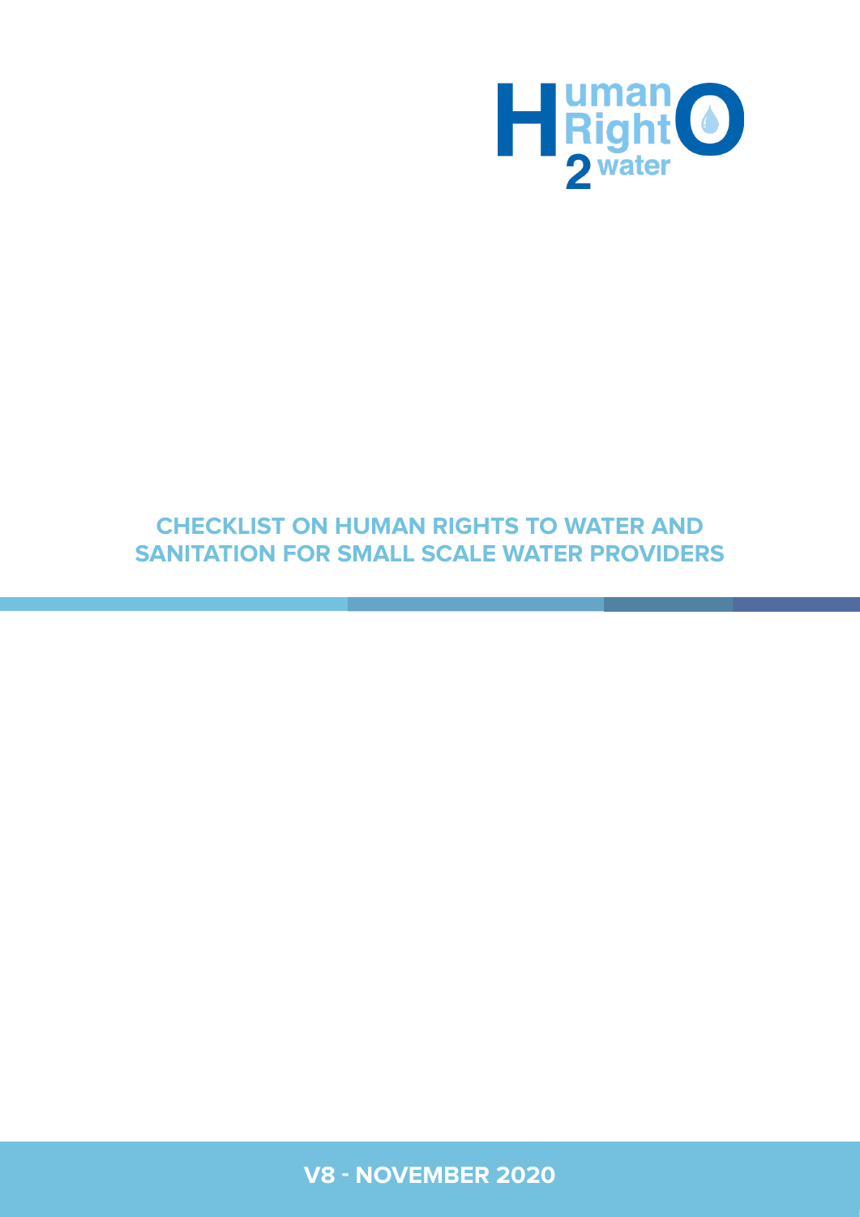Human Right 2 water

# CHECKLIST ON HUMAN RIGHTS TO WATER AND SANITATION FOR SMALL SCALE WATER PROVIDERS

**V8 - NOVEMBER 2020**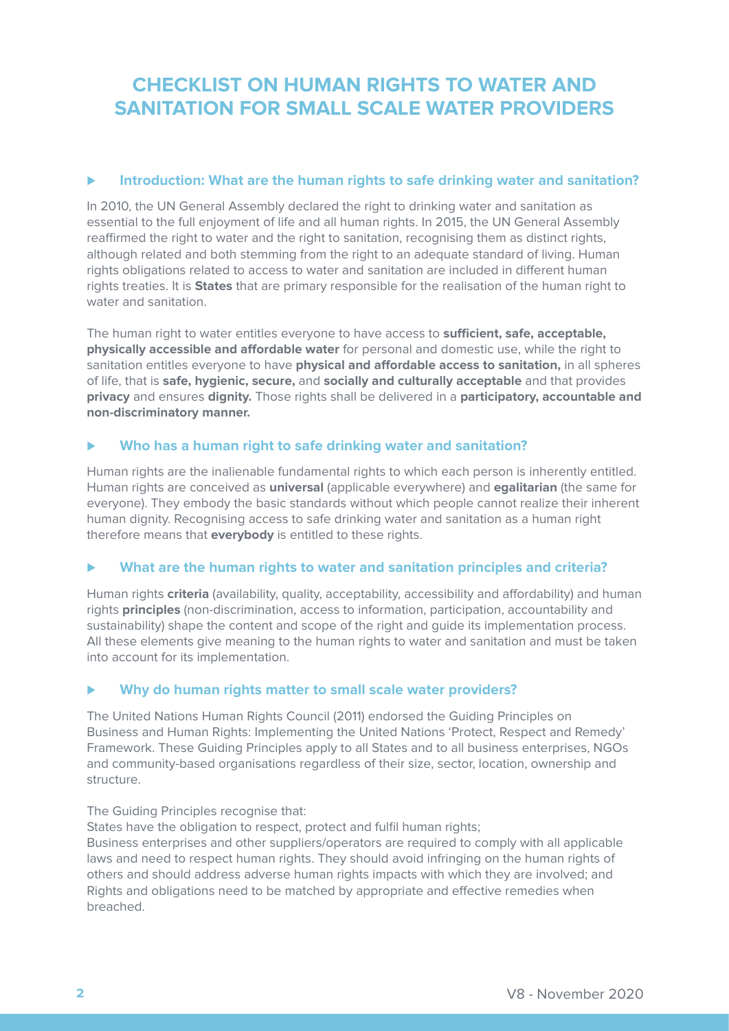# CHECKLIST ON HUMAN RIGHTS TO WATER AND SANITATION FOR SMALL SCALE WATER PROVIDERS

## Introduction: What are the human rights to safe drinking water and sanitation?

In 2010, the UN General Assembly declared the right to drinking water and sanitation as essential to the full enjoyment of life and all human rights. In 2015, the UN General Assembly reaffirmed the right to water and the right to sanitation, recognising them as distinct rights, although related and both stemming from the right to an adequate standard of living. Human rights obligations related to access to water and sanitation are included in different human rights treaties. It is **States** that are primary responsible for the realisation of the human right to water and sanitation.

The human right to water entitles everyone to have access to **sufficient, safe, acceptable, physically accessible and affordable water** for personal and domestic use, while the right to sanitation entitles everyone to have **physical and affordable access to sanitation,** in all spheres of life, that is **safe, hygienic, secure,** and **socially and culturally acceptable** and that provides **privacy** and ensures **dignity.** Those rights shall be delivered in a **participatory, accountable and non-discriminatory manner.**

## Who has a human right to safe drinking water and sanitation?

Human rights are the inalienable fundamental rights to which each person is inherently entitled. Human rights are conceived as **universal** (applicable everywhere) and **egalitarian** (the same for everyone). They embody the basic standards without which people cannot realize their inherent human dignity. Recognising access to safe drinking water and sanitation as a human right therefore means that **everybody** is entitled to these rights.

## What are the human rights to water and sanitation principles and criteria?

Human rights **criteria** (availability, quality, acceptability, accessibility and affordability) and human rights **principles** (non-discrimination, access to information, participation, accountability and sustainability) shape the content and scope of the right and guide its implementation process. All these elements give meaning to the human rights to water and sanitation and must be taken into account for its implementation.

## Why do human rights matter to small scale water providers?

The United Nations Human Rights Council (2011) endorsed the Guiding Principles on Business and Human Rights: Implementing the United Nations 'Protect, Respect and Remedy' Framework. These Guiding Principles apply to all States and to all business enterprises, NGOs and community-based organisations regardless of their size, sector, location, ownership and structure.

The Guiding Principles recognise that:

States have the obligation to respect, protect and fulfil human rights;

Business enterprises and other suppliers/operators are required to comply with all applicable laws and need to respect human rights. They should avoid infringing on the human rights of others and should address adverse human rights impacts with which they are involved; and

Rights and obligations need to be matched by appropriate and effective remedies when breached.

V8 - November 2020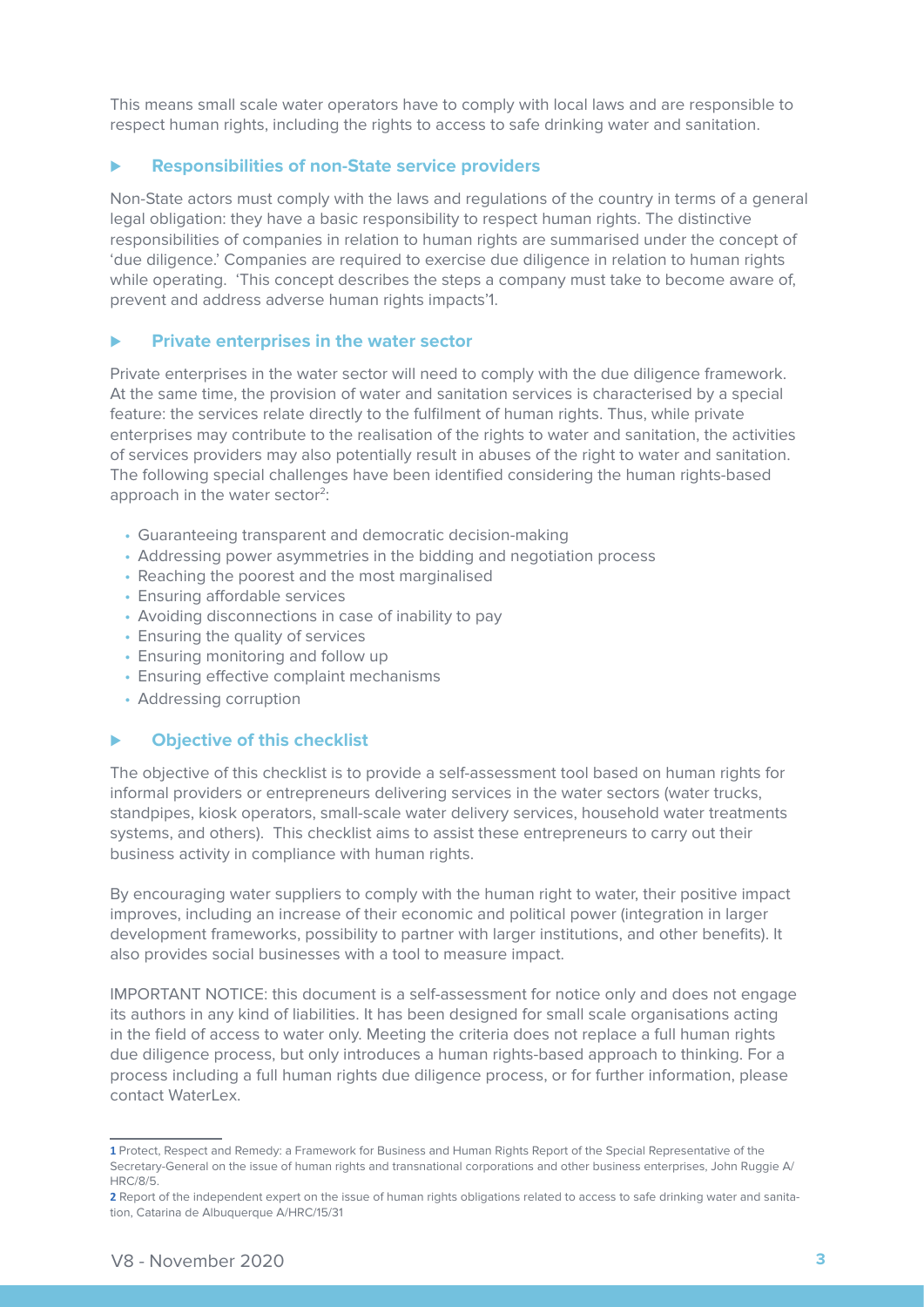This means small scale water operators have to comply with local laws and are responsible to respect human rights, including the rights to access to safe drinking water and sanitation.

### Responsibilities of non-State service providers

Non-State actors must comply with the laws and regulations of the country in terms of a general legal obligation: they have a basic responsibility to respect human rights. The distinctive responsibilities of companies in relation to human rights are summarised under the concept of 'due diligence.' Companies are required to exercise due diligence in relation to human rights while operating. 'This concept describes the steps a company must take to become aware of, prevent and address adverse human rights impacts'[1].

### Private enterprises in the water sector

Private enterprises in the water sector will need to comply with the due diligence framework. At the same time, the provision of water and sanitation services is characterised by a special feature: the services relate directly to the fulfilment of human rights. Thus, while private enterprises may contribute to the realisation of the rights to water and sanitation, the activities of services providers may also potentially result in abuses of the right to water and sanitation. The following special challenges have been identified considering the human rights-based approach in the water sector[2]:

- Guaranteeing transparent and democratic decision-making
- Addressing power asymmetries in the bidding and negotiation process
- Reaching the poorest and the most marginalised
- Ensuring affordable services
- Avoiding disconnections in case of inability to pay
- Ensuring the quality of services
- Ensuring monitoring and follow up
- Ensuring effective complaint mechanisms
- Addressing corruption

### Objective of this checklist

The objective of this checklist is to provide a self-assessment tool based on human rights for informal providers or entrepreneurs delivering services in the water sectors (water trucks, standpipes, kiosk operators, small-scale water delivery services, household water treatments systems, and others). This checklist aims to assist these entrepreneurs to carry out their business activity in compliance with human rights.

By encouraging water suppliers to comply with the human right to water, their positive impact improves, including an increase of their economic and political power (integration in larger development frameworks, possibility to partner with larger institutions, and other benefits). It also provides social businesses with a tool to measure impact.

IMPORTANT NOTICE: this document is a self-assessment for notice only and does not engage its authors in any kind of liabilities. It has been designed for small scale organisations acting in the field of access to water only. Meeting the criteria does not replace a full human rights due diligence process, but only introduces a human rights-based approach to thinking. For a process including a full human rights due diligence process, or for further information, please contact WaterLex.

---

**1** Protect, Respect and Remedy: a Framework for Business and Human Rights Report of the Special Representative of the Secretary-General on the issue of human rights and transnational corporations and other business enterprises, John Ruggie A/HRC/8/5.

**2** Report of the independent expert on the issue of human rights obligations related to access to safe drinking water and sanitation, Catarina de Albuquerque A/HRC/15/31

V8 - November 2020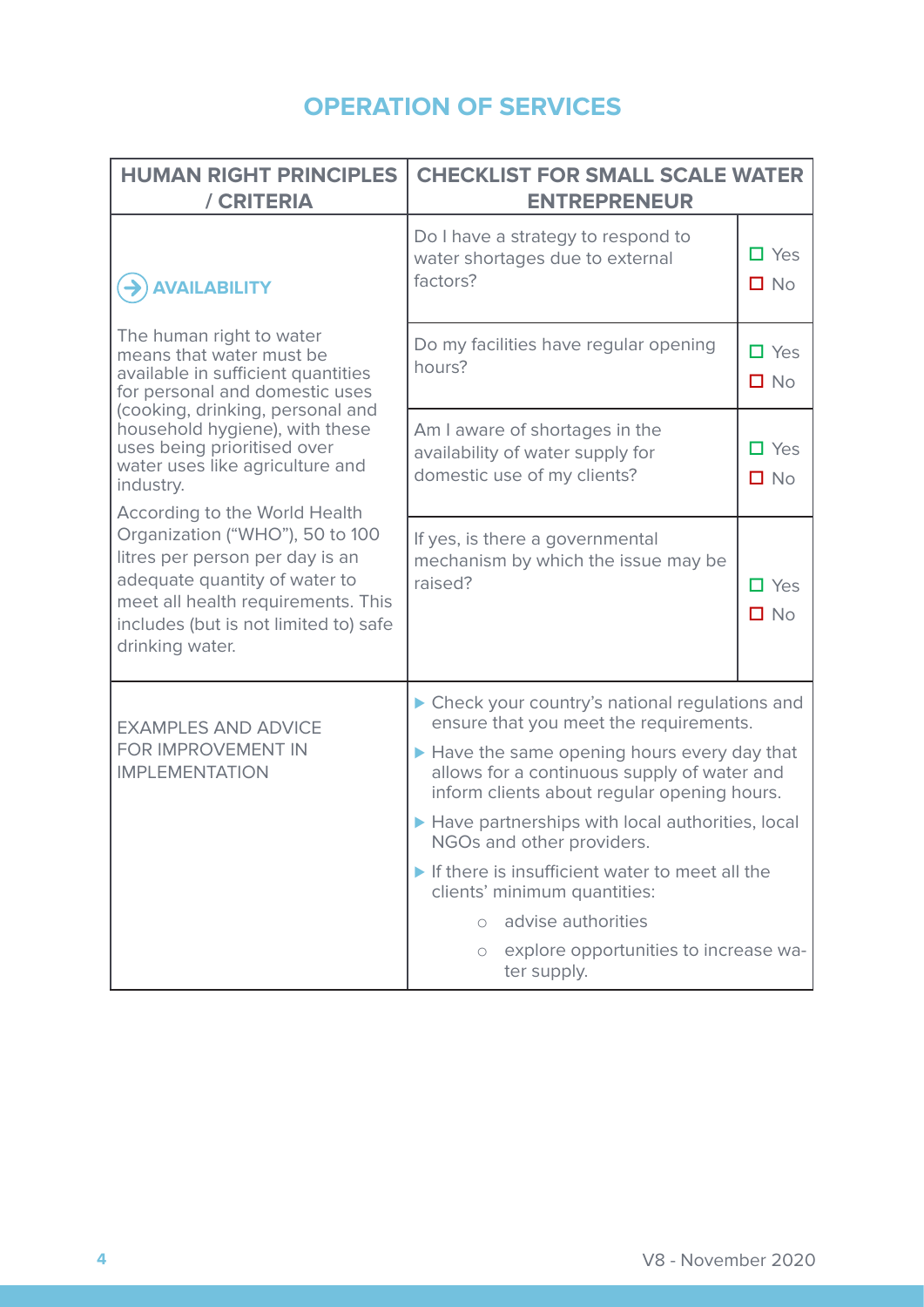## OPERATION OF SERVICES

| HUMAN RIGHT PRINCIPLES / CRITERIA | CHECKLIST FOR SMALL SCALE WATER ENTREPRENEUR | |
|---|---|---|
| **AVAILABILITY**<br><br>The human right to water means that water must be available in sufficient quantities for personal and domestic uses (cooking, drinking, personal and household hygiene), with these uses being prioritised over water uses like agriculture and industry.<br><br>According to the World Health Organization ("WHO"), 50 to 100 litres per person per day is an adequate quantity of water to meet all health requirements. This includes (but is not limited to) safe drinking water. | Do I have a strategy to respond to water shortages due to external factors? | ☐ Yes<br>☐ No |
| | Do my facilities have regular opening hours? | ☐ Yes<br>☐ No |
| | Am I aware of shortages in the availability of water supply for domestic use of my clients? | ☐ Yes<br>☐ No |
| | If yes, is there a governmental mechanism by which the issue may be raised? | ☐ Yes<br>☐ No |
| EXAMPLES AND ADVICE FOR IMPROVEMENT IN IMPLEMENTATION | ▶ Check your country's national regulations and ensure that you meet the requirements.<br>▶ Have the same opening hours every day that allows for a continuous supply of water and inform clients about regular opening hours.<br>▶ Have partnerships with local authorities, local NGOs and other providers.<br>▶ If there is insufficient water to meet all the clients' minimum quantities:<br>○ advise authorities<br>○ explore opportunities to increase water supply. | |

V8 - November 2020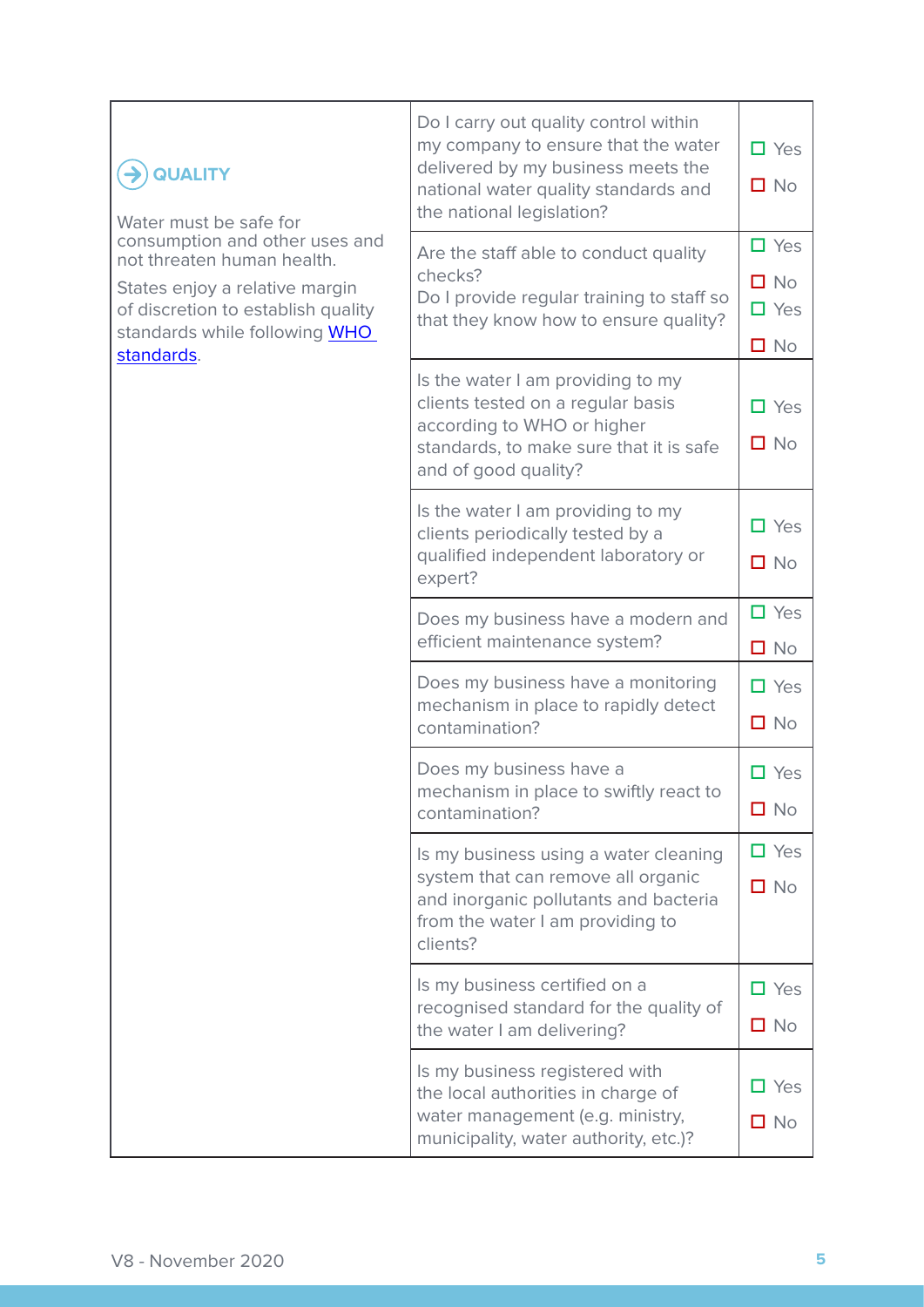| QUALITY | | |
|---|---|---|
| **QUALITY**<br><br>Water must be safe for consumption and other uses and not threaten human health.<br><br>States enjoy a relative margin of discretion to establish quality standards while following [WHO standards](). | Do I carry out quality control within my company to ensure that the water delivered by my business meets the national water quality standards and the national legislation? | ☐ Yes<br>☐ No |
| | Are the staff able to conduct quality checks?<br>Do I provide regular training to staff so that they know how to ensure quality? | ☐ Yes<br>☐ No<br>☐ Yes<br>☐ No |
| | Is the water I am providing to my clients tested on a regular basis according to WHO or higher standards, to make sure that it is safe and of good quality? | ☐ Yes<br>☐ No |
| | Is the water I am providing to my clients periodically tested by a qualified independent laboratory or expert? | ☐ Yes<br>☐ No |
| | Does my business have a modern and efficient maintenance system? | ☐ Yes<br>☐ No |
| | Does my business have a monitoring mechanism in place to rapidly detect contamination? | ☐ Yes<br>☐ No |
| | Does my business have a mechanism in place to swiftly react to contamination? | ☐ Yes<br>☐ No |
| | Is my business using a water cleaning system that can remove all organic and inorganic pollutants and bacteria from the water I am providing to clients? | ☐ Yes<br>☐ No |
| | Is my business certified on a recognised standard for the quality of the water I am delivering? | ☐ Yes<br>☐ No |
| | Is my business registered with the local authorities in charge of water management (e.g. ministry, municipality, water authority, etc.)? | ☐ Yes<br>☐ No |

V8 - November 2020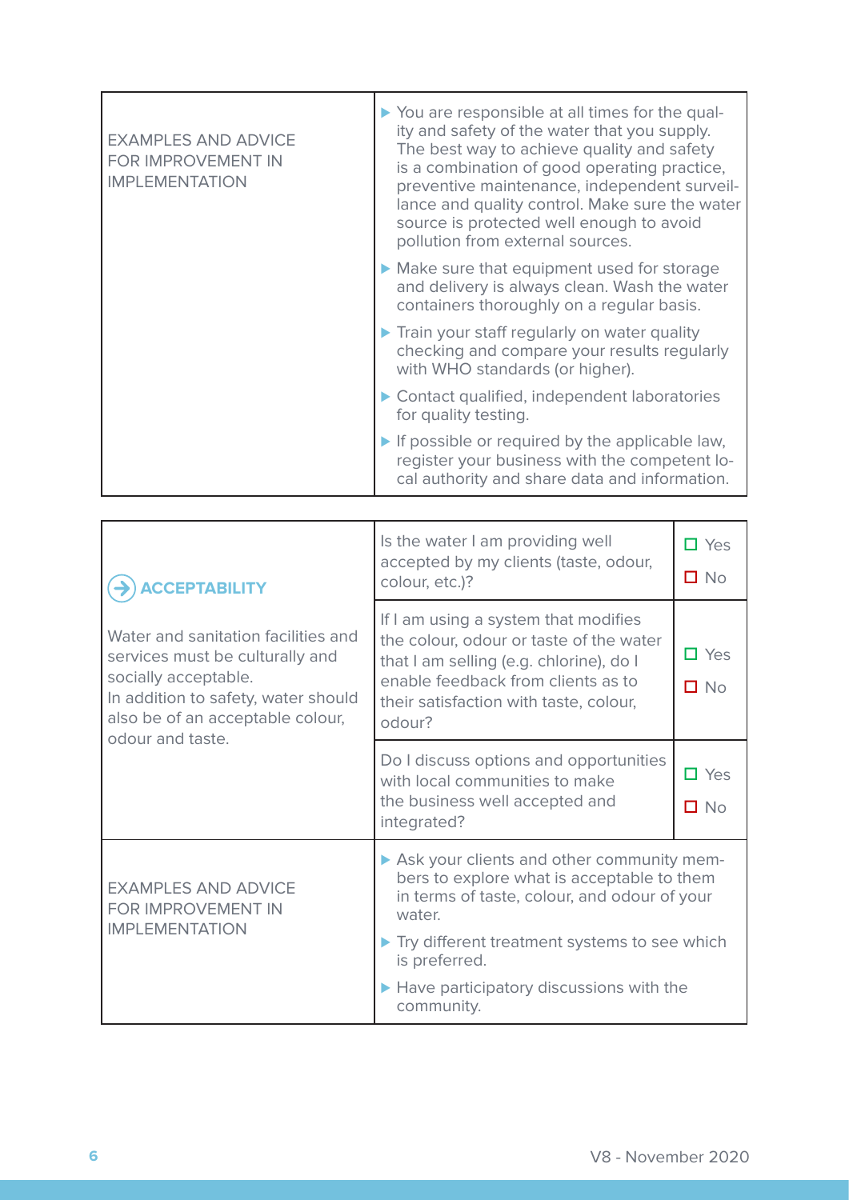| EXAMPLES AND ADVICE FOR IMPROVEMENT IN IMPLEMENTATION | ▶ You are responsible at all times for the quality and safety of the water that you supply. The best way to achieve quality and safety is a combination of good operating practice, preventive maintenance, independent surveillance and quality control. Make sure the water source is protected well enough to avoid pollution from external sources.<br>▶ Make sure that equipment used for storage and delivery is always clean. Wash the water containers thoroughly on a regular basis.<br>▶ Train your staff regularly on water quality checking and compare your results regularly with WHO standards (or higher).<br>▶ Contact qualified, independent laboratories for quality testing.<br>▶ If possible or required by the applicable law, register your business with the competent local authority and share data and information. |
|---|---|

| **ACCEPTABILITY**<br><br>Water and sanitation facilities and services must be culturally and socially acceptable.<br>In addition to safety, water should also be of an acceptable colour, odour and taste. | | |
|---|---|---|
| | Is the water I am providing well accepted by my clients (taste, odour, colour, etc.)? | ☐ Yes<br>☐ No |
| | If I am using a system that modifies the colour, odour or taste of the water that I am selling (e.g. chlorine), do I enable feedback from clients as to their satisfaction with taste, colour, odour? | ☐ Yes<br>☐ No |
| | Do I discuss options and opportunities with local communities to make the business well accepted and integrated? | ☐ Yes<br>☐ No |
| EXAMPLES AND ADVICE FOR IMPROVEMENT IN IMPLEMENTATION | ▶ Ask your clients and other community members to explore what is acceptable to them in terms of taste, colour, and odour of your water.<br>▶ Try different treatment systems to see which is preferred.<br>▶ Have participatory discussions with the community. | |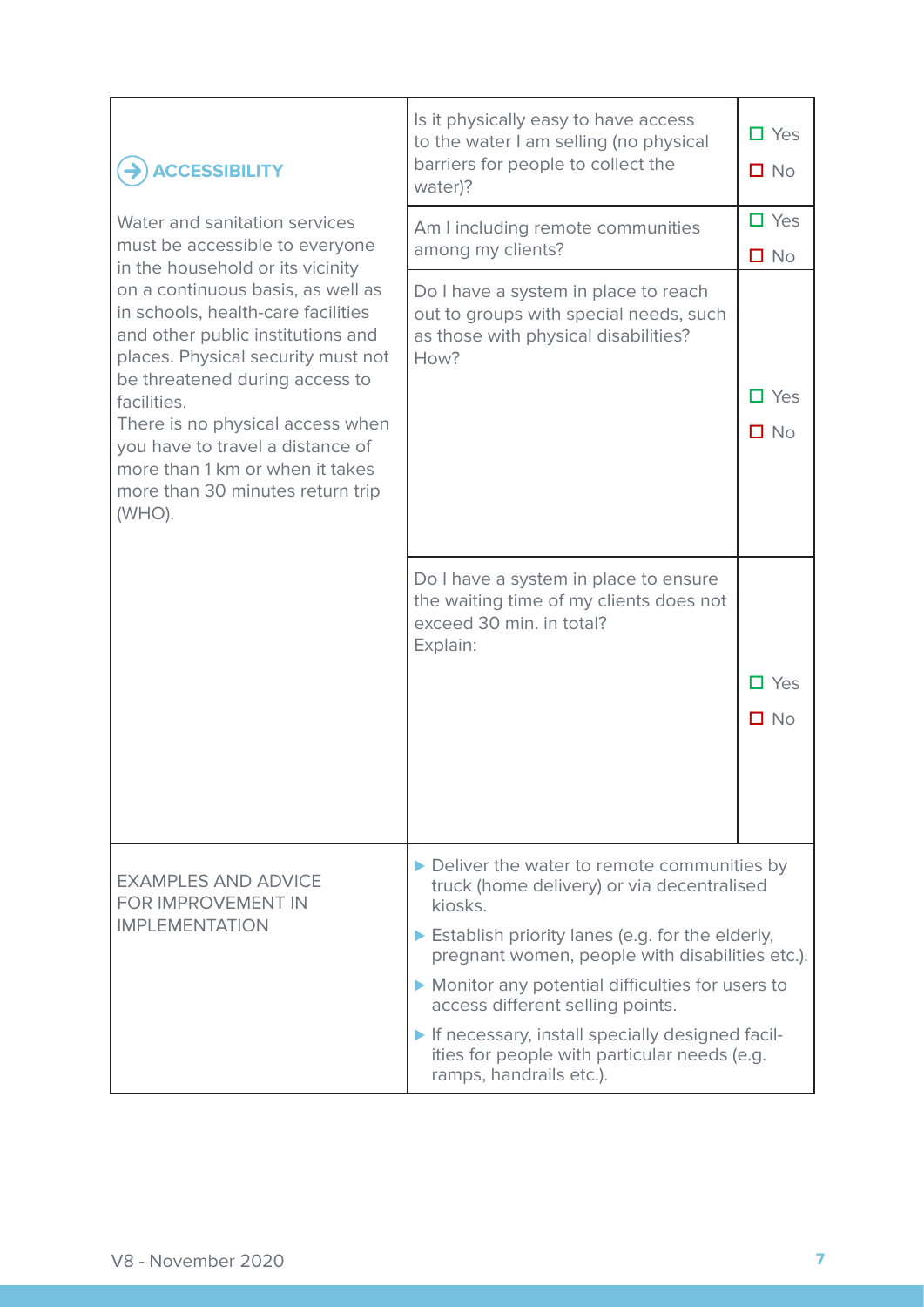| | | |
|---|---|---|
| **ACCESSIBILITY**<br><br>Water and sanitation services must be accessible to everyone in the household or its vicinity on a continuous basis, as well as in schools, health-care facilities and other public institutions and places. Physical security must not be threatened during access to facilities.<br>There is no physical access when you have to travel a distance of more than 1 km or when it takes more than 30 minutes return trip (WHO). | Is it physically easy to have access to the water I am selling (no physical barriers for people to collect the water)? | ☐ Yes<br>☐ No |
| | Am I including remote communities among my clients? | ☐ Yes<br>☐ No |
| | Do I have a system in place to reach out to groups with special needs, such as those with physical disabilities?<br>How? | ☐ Yes<br>☐ No |
| | Do I have a system in place to ensure the waiting time of my clients does not exceed 30 min. in total?<br>Explain: | ☐ Yes<br>☐ No |
| EXAMPLES AND ADVICE FOR IMPROVEMENT IN IMPLEMENTATION | ▸ Deliver the water to remote communities by truck (home delivery) or via decentralised kiosks.<br>▸ Establish priority lanes (e.g. for the elderly, pregnant women, people with disabilities etc.).<br>▸ Monitor any potential difficulties for users to access different selling points.<br>▸ If necessary, install specially designed facilities for people with particular needs (e.g. ramps, handrails etc.). | |

V8 - November 2020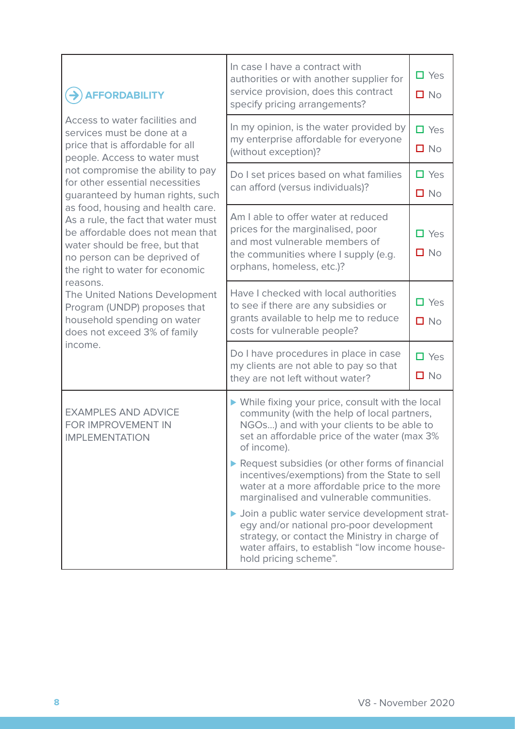| AFFORDABILITY | | |
|---|---|---|
| Access to water facilities and services must be done at a price that is affordable for all people. Access to water must not compromise the ability to pay for other essential necessities guaranteed by human rights, such as food, housing and health care. As a rule, the fact that water must be affordable does not mean that water should be free, but that no person can be deprived of the right to water for economic reasons.<br>The United Nations Development Program (UNDP) proposes that household spending on water does not exceed 3% of family income. | In case I have a contract with authorities or with another supplier for service provision, does this contract specify pricing arrangements? | ☐ Yes<br>☐ No |
| | In my opinion, is the water provided by my enterprise affordable for everyone (without exception)? | ☐ Yes<br>☐ No |
| | Do I set prices based on what families can afford (versus individuals)? | ☐ Yes<br>☐ No |
| | Am I able to offer water at reduced prices for the marginalised, poor and most vulnerable members of the communities where I supply (e.g. orphans, homeless, etc.)? | ☐ Yes<br>☐ No |
| | Have I checked with local authorities to see if there are any subsidies or grants available to help me to reduce costs for vulnerable people? | ☐ Yes<br>☐ No |
| | Do I have procedures in place in case my clients are not able to pay so that they are not left without water? | ☐ Yes<br>☐ No |
| EXAMPLES AND ADVICE FOR IMPROVEMENT IN IMPLEMENTATION | ▶ While fixing your price, consult with the local community (with the help of local partners, NGOs…) and with your clients to be able to set an affordable price of the water (max 3% of income).<br>▶ Request subsidies (or other forms of financial incentives/exemptions) from the State to sell water at a more affordable price to the more marginalised and vulnerable communities.<br>▶ Join a public water service development strategy and/or national pro-poor development strategy, or contact the Ministry in charge of water affairs, to establish "low income household pricing scheme". | |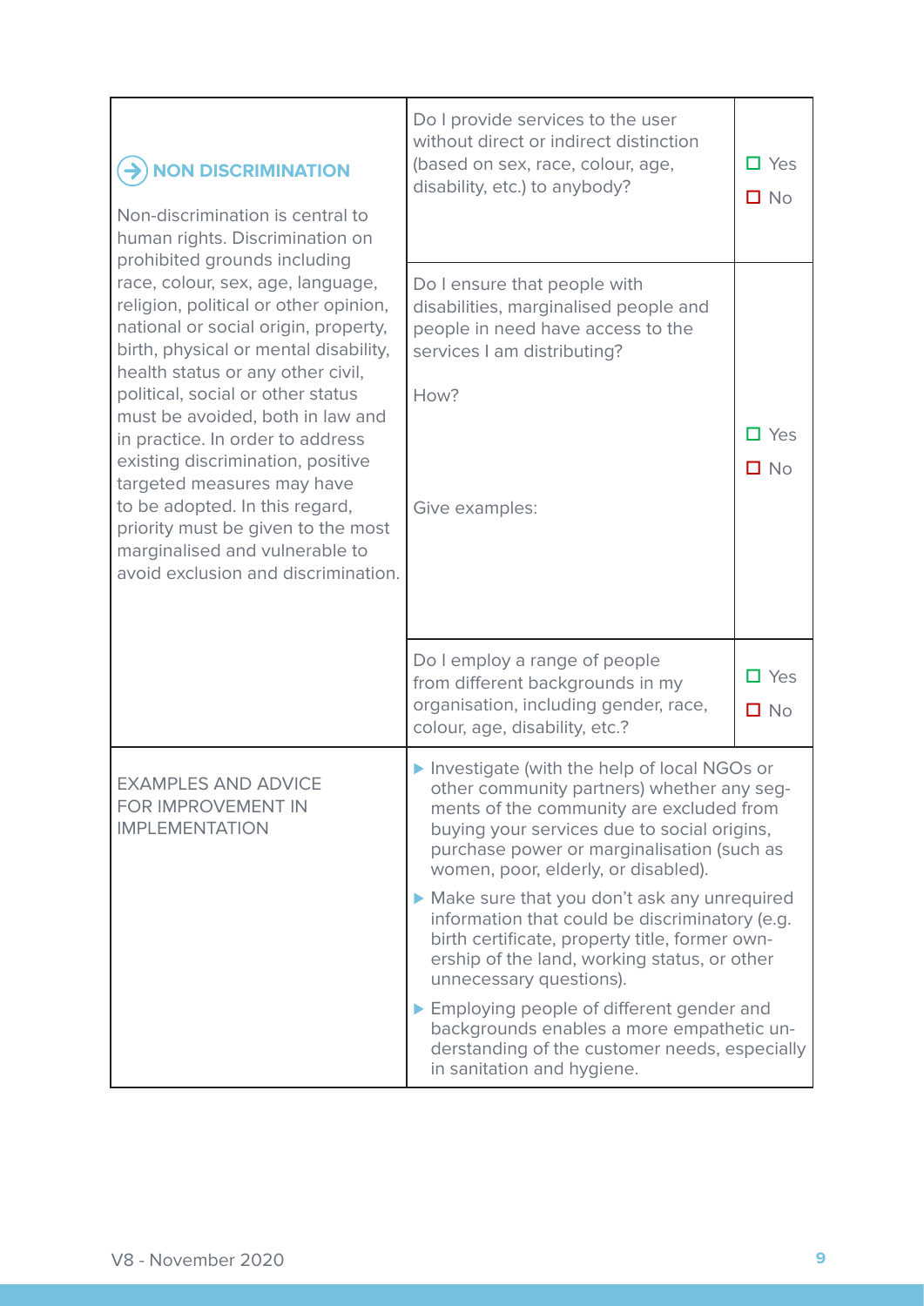| NON DISCRIMINATION | | |
|---|---|---|
| **NON DISCRIMINATION**<br><br>Non-discrimination is central to human rights. Discrimination on prohibited grounds including race, colour, sex, age, language, religion, political or other opinion, national or social origin, property, birth, physical or mental disability, health status or any other civil, political, social or other status must be avoided, both in law and in practice. In order to address existing discrimination, positive targeted measures may have to be adopted. In this regard, priority must be given to the most marginalised and vulnerable to avoid exclusion and discrimination. | Do I provide services to the user without direct or indirect distinction (based on sex, race, colour, age, disability, etc.) to anybody? | ☐ Yes<br>☐ No |
| | Do I ensure that people with disabilities, marginalised people and people in need have access to the services I am distributing?<br><br>How?<br><br>Give examples: | ☐ Yes<br>☐ No |
| | Do I employ a range of people from different backgrounds in my organisation, including gender, race, colour, age, disability, etc.? | ☐ Yes<br>☐ No |
| EXAMPLES AND ADVICE FOR IMPROVEMENT IN IMPLEMENTATION | ▶ Investigate (with the help of local NGOs or other community partners) whether any segments of the community are excluded from buying your services due to social origins, purchase power or marginalisation (such as women, poor, elderly, or disabled).<br><br>▶ Make sure that you don't ask any unrequired information that could be discriminatory (e.g. birth certificate, property title, former ownership of the land, working status, or other unnecessary questions).<br><br>▶ Employing people of different gender and backgrounds enables a more empathetic understanding of the customer needs, especially in sanitation and hygiene. | |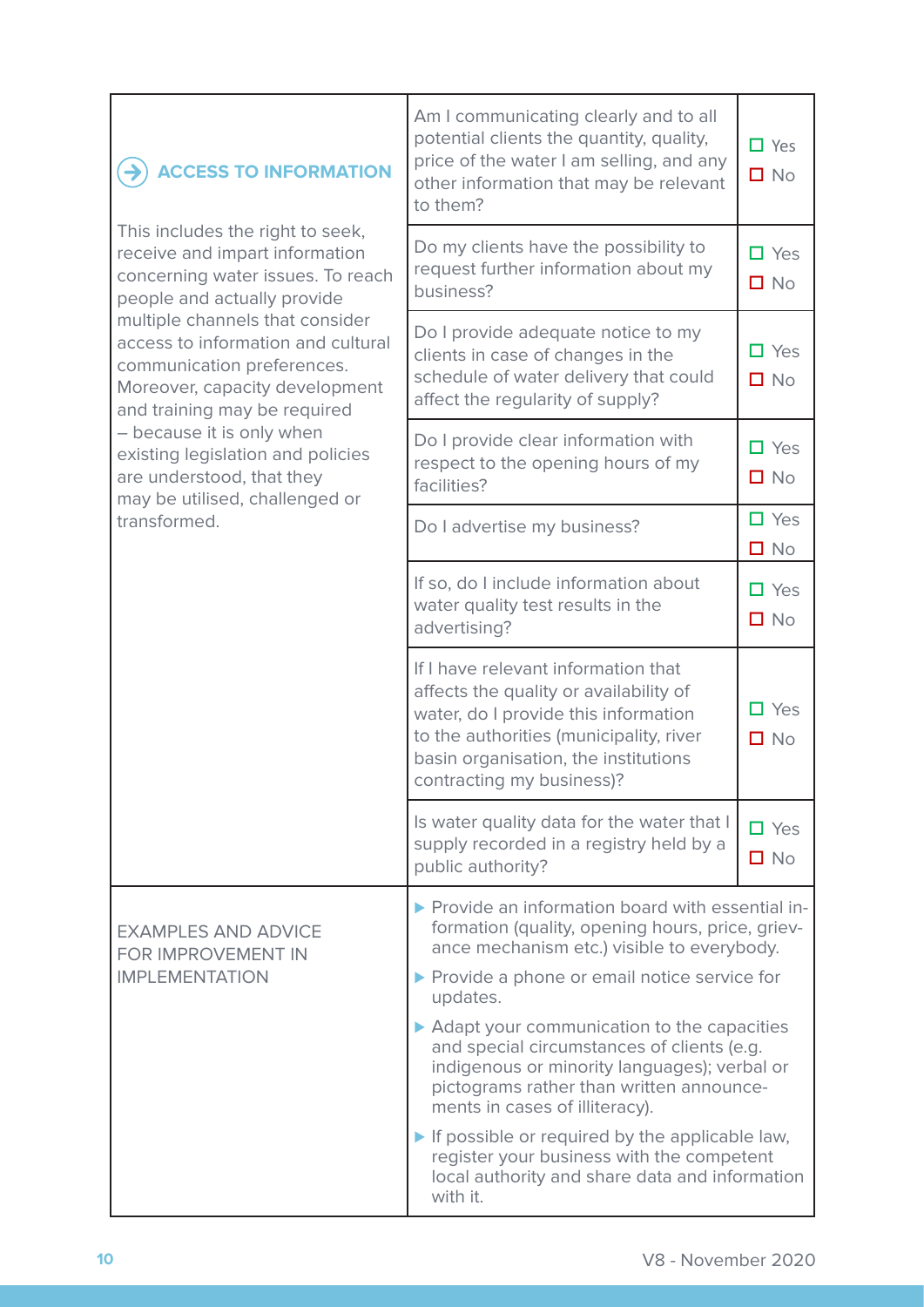| ACCESS TO INFORMATION | | |
|---|---|---|
| This includes the right to seek, receive and impart information concerning water issues. To reach people and actually provide multiple channels that consider access to information and cultural communication preferences. Moreover, capacity development and training may be required – because it is only when existing legislation and policies are understood, that they may be utilised, challenged or transformed. | Am I communicating clearly and to all potential clients the quantity, quality, price of the water I am selling, and any other information that may be relevant to them? | ☐ Yes ☐ No |
| | Do my clients have the possibility to request further information about my business? | ☐ Yes ☐ No |
| | Do I provide adequate notice to my clients in case of changes in the schedule of water delivery that could affect the regularity of supply? | ☐ Yes ☐ No |
| | Do I provide clear information with respect to the opening hours of my facilities? | ☐ Yes ☐ No |
| | Do I advertise my business? | ☐ Yes ☐ No |
| | If so, do I include information about water quality test results in the advertising? | ☐ Yes ☐ No |
| | If I have relevant information that affects the quality or availability of water, do I provide this information to the authorities (municipality, river basin organisation, the institutions contracting my business)? | ☐ Yes ☐ No |
| | Is water quality data for the water that I supply recorded in a registry held by a public authority? | ☐ Yes ☐ No |
| EXAMPLES AND ADVICE FOR IMPROVEMENT IN IMPLEMENTATION | ▶ Provide an information board with essential information (quality, opening hours, price, grievance mechanism etc.) visible to everybody.<br>▶ Provide a phone or email notice service for updates.<br>▶ Adapt your communication to the capacities and special circumstances of clients (e.g. indigenous or minority languages); verbal or pictograms rather than written announcements in cases of illiteracy).<br>▶ If possible or required by the applicable law, register your business with the competent local authority and share data and information with it. | |

V8 - November 2020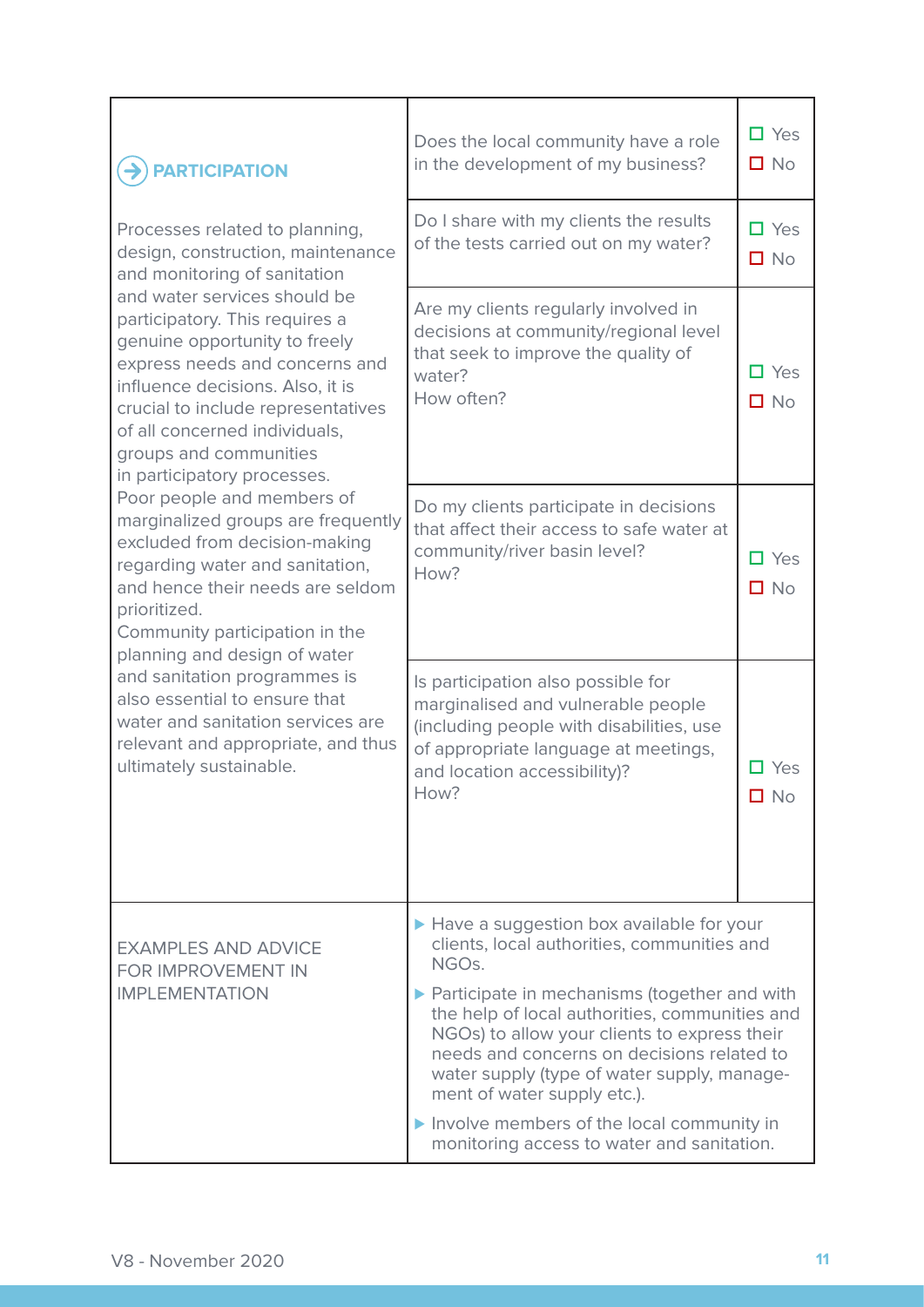| **PARTICIPATION**<br><br>Processes related to planning, design, construction, maintenance and monitoring of sanitation and water services should be participatory. This requires a genuine opportunity to freely express needs and concerns and influence decisions. Also, it is crucial to include representatives of all concerned individuals, groups and communities in participatory processes.<br>Poor people and members of marginalized groups are frequently excluded from decision-making regarding water and sanitation, and hence their needs are seldom prioritized.<br>Community participation in the planning and design of water and sanitation programmes is also essential to ensure that water and sanitation services are relevant and appropriate, and thus ultimately sustainable. | Does the local community have a role in the development of my business? | ☐ Yes<br>☐ No |
|---|---|---|
| | Do I share with my clients the results of the tests carried out on my water? | ☐ Yes<br>☐ No |
| | Are my clients regularly involved in decisions at community/regional level that seek to improve the quality of water?<br>How often? | ☐ Yes<br>☐ No |
| | Do my clients participate in decisions that affect their access to safe water at community/river basin level?<br>How? | ☐ Yes<br>☐ No |
| | Is participation also possible for marginalised and vulnerable people (including people with disabilities, use of appropriate language at meetings, and location accessibility)?<br>How? | ☐ Yes<br>☐ No |
| EXAMPLES AND ADVICE FOR IMPROVEMENT IN IMPLEMENTATION | ▶ Have a suggestion box available for your clients, local authorities, communities and NGOs.<br>▶ Participate in mechanisms (together and with the help of local authorities, communities and NGOs) to allow your clients to express their needs and concerns on decisions related to water supply (type of water supply, management of water supply etc.).<br>▶ Involve members of the local community in monitoring access to water and sanitation. | |

V8 - November 2020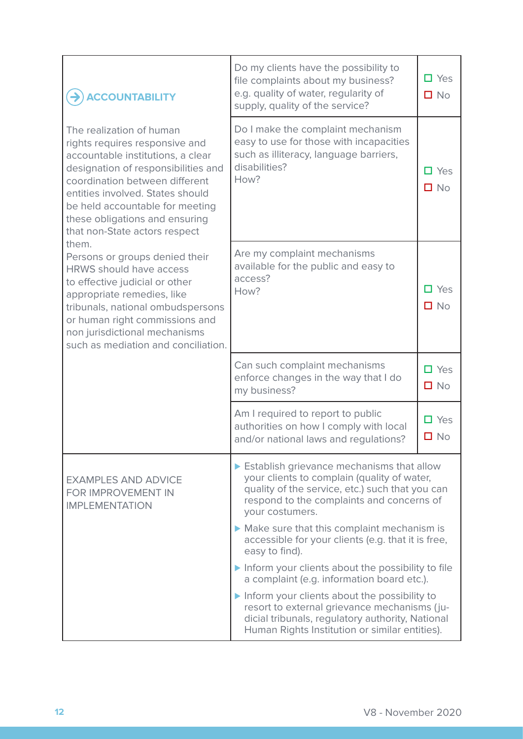| ACCOUNTABILITY | | |
|---|---|---|
| The realization of human rights requires responsive and accountable institutions, a clear designation of responsibilities and coordination between different entities involved. States should be held accountable for meeting these obligations and ensuring that non-State actors respect them.<br>Persons or groups denied their HRWS should have access to effective judicial or other appropriate remedies, like tribunals, national ombudspersons or human right commissions and non jurisdictional mechanisms such as mediation and conciliation. | Do my clients have the possibility to file complaints about my business? e.g. quality of water, regularity of supply, quality of the service? | ☐ Yes<br>☐ No |
| | Do I make the complaint mechanism easy to use for those with incapacities such as illiteracy, language barriers, disabilities?<br>How? | ☐ Yes<br>☐ No |
| | Are my complaint mechanisms available for the public and easy to access?<br>How? | ☐ Yes<br>☐ No |
| | Can such complaint mechanisms enforce changes in the way that I do my business? | ☐ Yes<br>☐ No |
| | Am I required to report to public authorities on how I comply with local and/or national laws and regulations? | ☐ Yes<br>☐ No |
| EXAMPLES AND ADVICE FOR IMPROVEMENT IN IMPLEMENTATION | ▸ Establish grievance mechanisms that allow your clients to complain (quality of water, quality of the service, etc.) such that you can respond to the complaints and concerns of your costumers.<br>▸ Make sure that this complaint mechanism is accessible for your clients (e.g. that it is free, easy to find).<br>▸ Inform your clients about the possibility to file a complaint (e.g. information board etc.).<br>▸ Inform your clients about the possibility to resort to external grievance mechanisms (judicial tribunals, regulatory authority, National Human Rights Institution or similar entities). | |

V8 - November 2020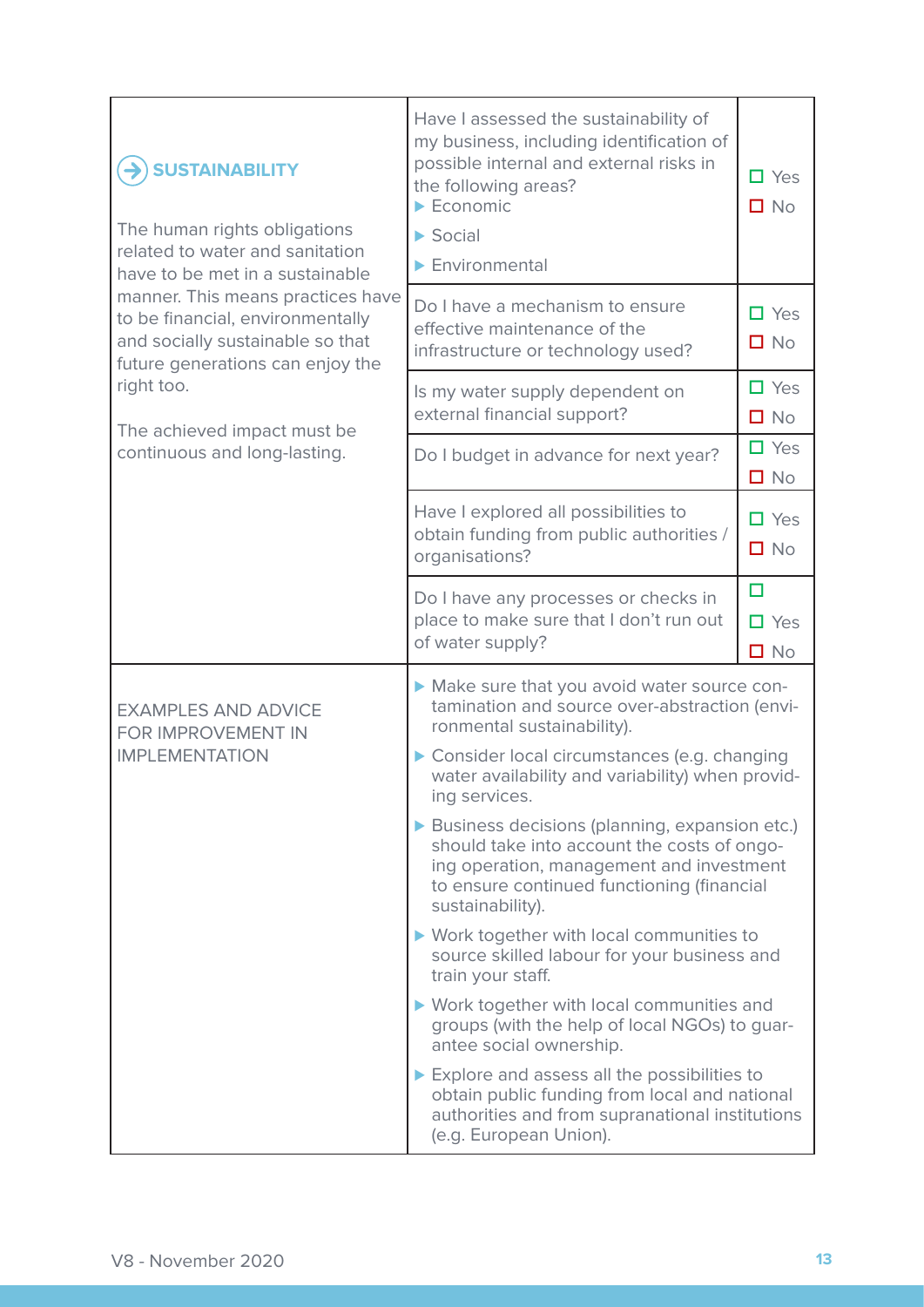| **SUSTAINABILITY** | | |
|---|---|---|
| The human rights obligations related to water and sanitation have to be met in a sustainable manner. This means practices have to be financial, environmentally and socially sustainable so that future generations can enjoy the right too.<br><br>The achieved impact must be continuous and long-lasting. | Have I assessed the sustainability of my business, including identification of possible internal and external risks in the following areas?<br>▶ Economic<br>▶ Social<br>▶ Environmental | ☐ Yes<br>☐ No |
| | Do I have a mechanism to ensure effective maintenance of the infrastructure or technology used? | ☐ Yes<br>☐ No |
| | Is my water supply dependent on external financial support? | ☐ Yes<br>☐ No |
| | Do I budget in advance for next year? | ☐ Yes<br>☐ No |
| | Have I explored all possibilities to obtain funding from public authorities / organisations? | ☐ Yes<br>☐ No |
| | Do I have any processes or checks in place to make sure that I don't run out of water supply? | ☐<br>☐ Yes<br>☐ No |
| EXAMPLES AND ADVICE FOR IMPROVEMENT IN IMPLEMENTATION | ▶ Make sure that you avoid water source contamination and source over-abstraction (environmental sustainability).<br>▶ Consider local circumstances (e.g. changing water availability and variability) when providing services.<br>▶ Business decisions (planning, expansion etc.) should take into account the costs of ongoing operation, management and investment to ensure continued functioning (financial sustainability).<br>▶ Work together with local communities to source skilled labour for your business and train your staff.<br>▶ Work together with local communities and groups (with the help of local NGOs) to guarantee social ownership.<br>▶ Explore and assess all the possibilities to obtain public funding from local and national authorities and from supranational institutions (e.g. European Union). | |

V8 - November 2020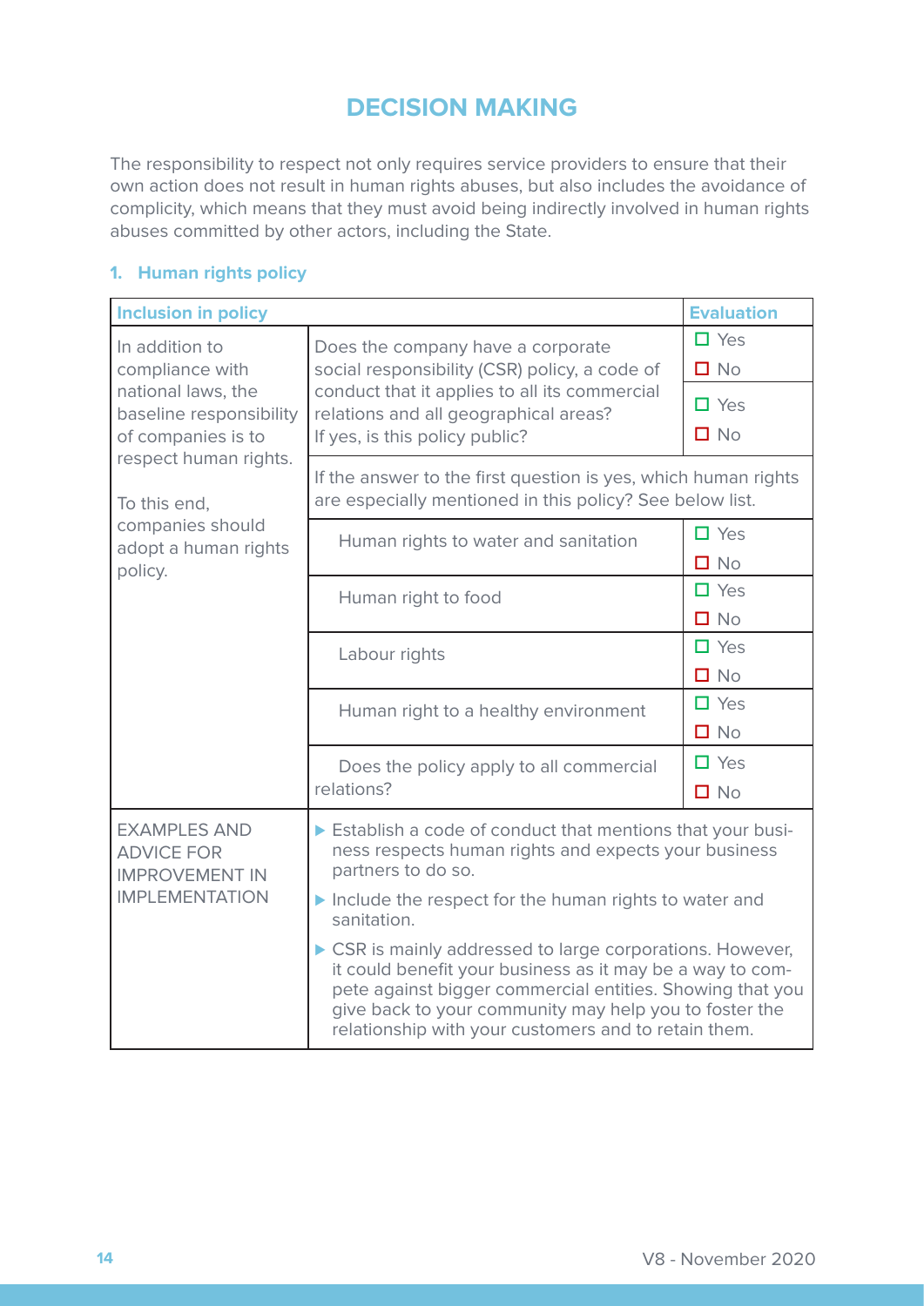# DECISION MAKING

The responsibility to respect not only requires service providers to ensure that their own action does not result in human rights abuses, but also includes the avoidance of complicity, which means that they must avoid being indirectly involved in human rights abuses committed by other actors, including the State.

## 1. Human rights policy

| Inclusion in policy | | Evaluation |
|---|---|---|
| In addition to compliance with national laws, the baseline responsibility of companies is to respect human rights.<br><br>To this end, companies should adopt a human rights policy. | Does the company have a corporate social responsibility (CSR) policy, a code of conduct that it applies to all its commercial relations and all geographical areas? | ☐ Yes<br>☐ No |
| | If yes, is this policy public? | ☐ Yes<br>☐ No |
| | If the answer to the first question is yes, which human rights are especially mentioned in this policy? See below list. | |
| | Human rights to water and sanitation | ☐ Yes<br>☐ No |
| | Human right to food | ☐ Yes<br>☐ No |
| | Labour rights | ☐ Yes<br>☐ No |
| | Human right to a healthy environment | ☐ Yes<br>☐ No |
| | Does the policy apply to all commercial relations? | ☐ Yes<br>☐ No |
| EXAMPLES AND ADVICE FOR IMPROVEMENT IN IMPLEMENTATION | ▶ Establish a code of conduct that mentions that your business respects human rights and expects your business partners to do so.<br>▶ Include the respect for the human rights to water and sanitation.<br>▶ CSR is mainly addressed to large corporations. However, it could benefit your business as it may be a way to compete against bigger commercial entities. Showing that you give back to your community may help you to foster the relationship with your customers and to retain them. | |

V8 - November 2020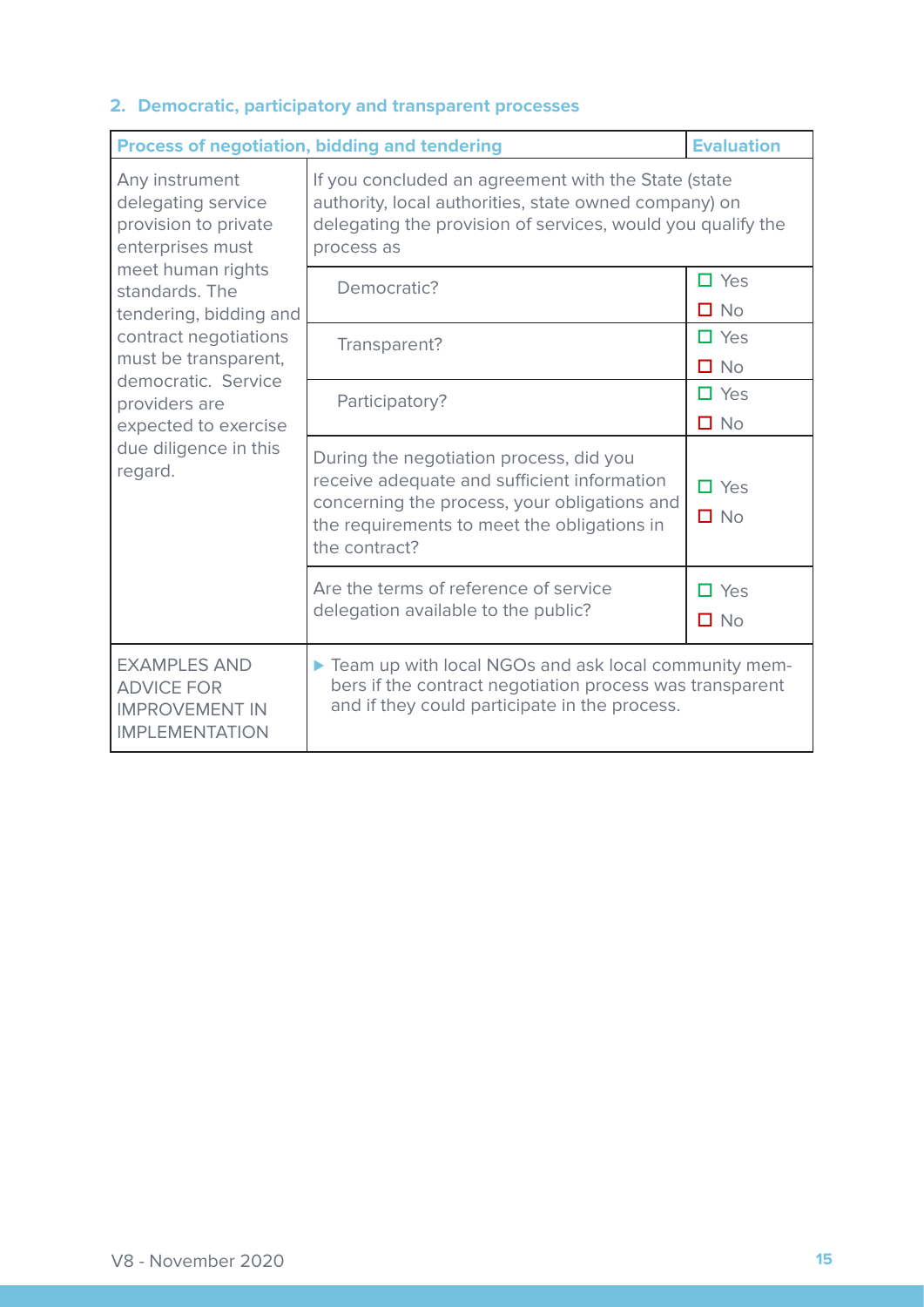## 2. Democratic, participatory and transparent processes

| Process of negotiation, bidding and tendering | | Evaluation |
|---|---|---|
| Any instrument delegating service provision to private enterprises must meet human rights standards. The tendering, bidding and contract negotiations must be transparent, democratic. Service providers are expected to exercise due diligence in this regard. | If you concluded an agreement with the State (state authority, local authorities, state owned company) on delegating the provision of services, would you qualify the process as | |
| | Democratic? | ☐ Yes<br>☐ No |
| | Transparent? | ☐ Yes<br>☐ No |
| | Participatory? | ☐ Yes<br>☐ No |
| | During the negotiation process, did you receive adequate and sufficient information concerning the process, your obligations and the requirements to meet the obligations in the contract? | ☐ Yes<br>☐ No |
| | Are the terms of reference of service delegation available to the public? | ☐ Yes<br>☐ No |
| EXAMPLES AND ADVICE FOR IMPROVEMENT IN IMPLEMENTATION | ▶ Team up with local NGOs and ask local community members if the contract negotiation process was transparent and if they could participate in the process. | |

V8 - November 2020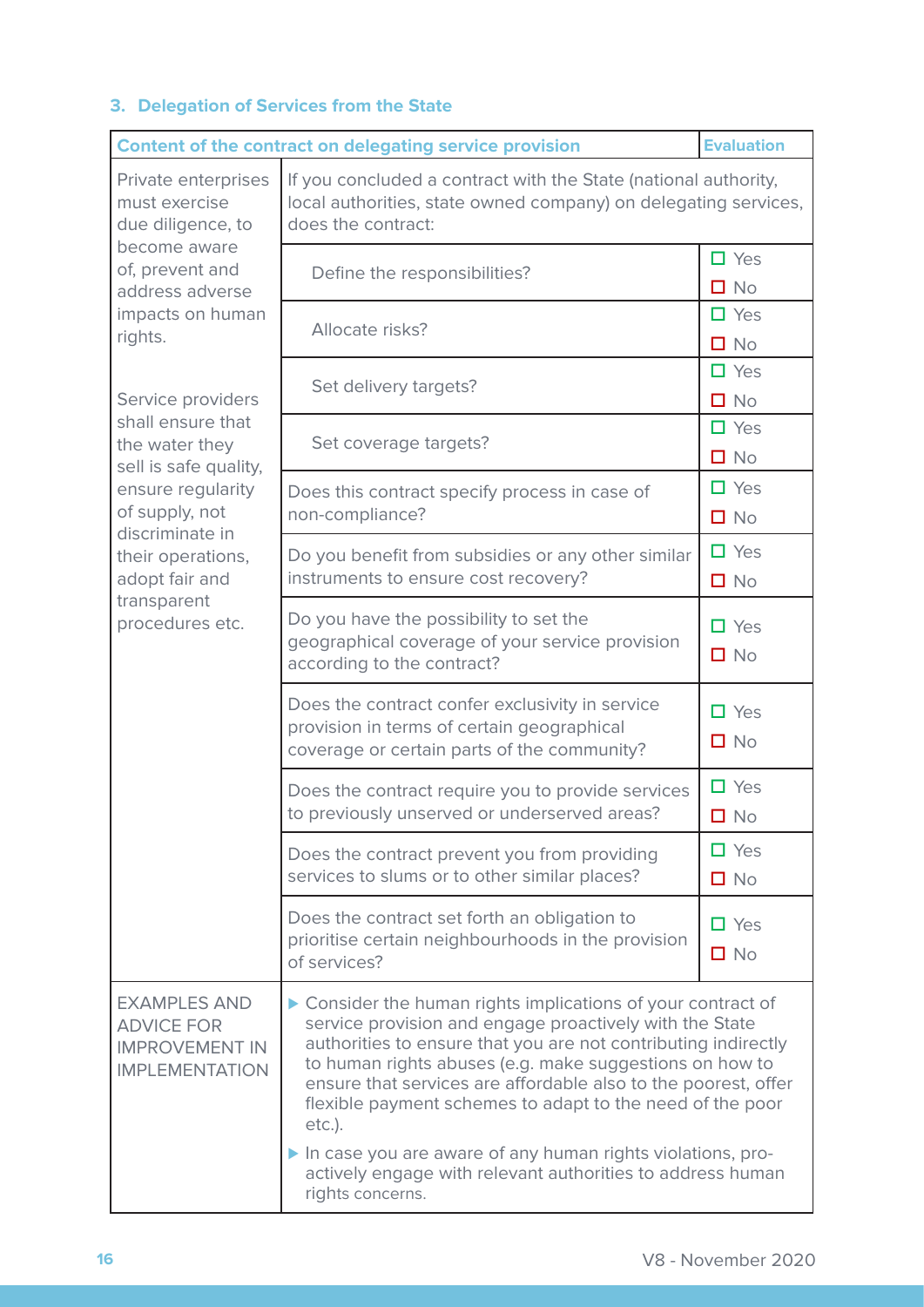### 3. Delegation of Services from the State

| Content of the contract on delegating service provision | | Evaluation |
|---|---|---|
| Private enterprises must exercise due diligence, to become aware of, prevent and address adverse impacts on human rights.<br><br>Service providers shall ensure that the water they sell is safe quality, ensure regularity of supply, not discriminate in their operations, adopt fair and transparent procedures etc. | If you concluded a contract with the State (national authority, local authorities, state owned company) on delegating services, does the contract: | |
| | Define the responsibilities? | ☐ Yes<br>☐ No |
| | Allocate risks? | ☐ Yes<br>☐ No |
| | Set delivery targets? | ☐ Yes<br>☐ No |
| | Set coverage targets? | ☐ Yes<br>☐ No |
| | Does this contract specify process in case of non-compliance? | ☐ Yes<br>☐ No |
| | Do you benefit from subsidies or any other similar instruments to ensure cost recovery? | ☐ Yes<br>☐ No |
| | Do you have the possibility to set the geographical coverage of your service provision according to the contract? | ☐ Yes<br>☐ No |
| | Does the contract confer exclusivity in service provision in terms of certain geographical coverage or certain parts of the community? | ☐ Yes<br>☐ No |
| | Does the contract require you to provide services to previously unserved or underserved areas? | ☐ Yes<br>☐ No |
| | Does the contract prevent you from providing services to slums or to other similar places? | ☐ Yes<br>☐ No |
| | Does the contract set forth an obligation to prioritise certain neighbourhoods in the provision of services? | ☐ Yes<br>☐ No |
| EXAMPLES AND ADVICE FOR IMPROVEMENT IN IMPLEMENTATION | ▶ Consider the human rights implications of your contract of service provision and engage proactively with the State authorities to ensure that you are not contributing indirectly to human rights abuses (e.g. make suggestions on how to ensure that services are affordable also to the poorest, offer flexible payment schemes to adapt to the need of the poor etc.).<br>▶ In case you are aware of any human rights violations, pro-actively engage with relevant authorities to address human rights concerns. | |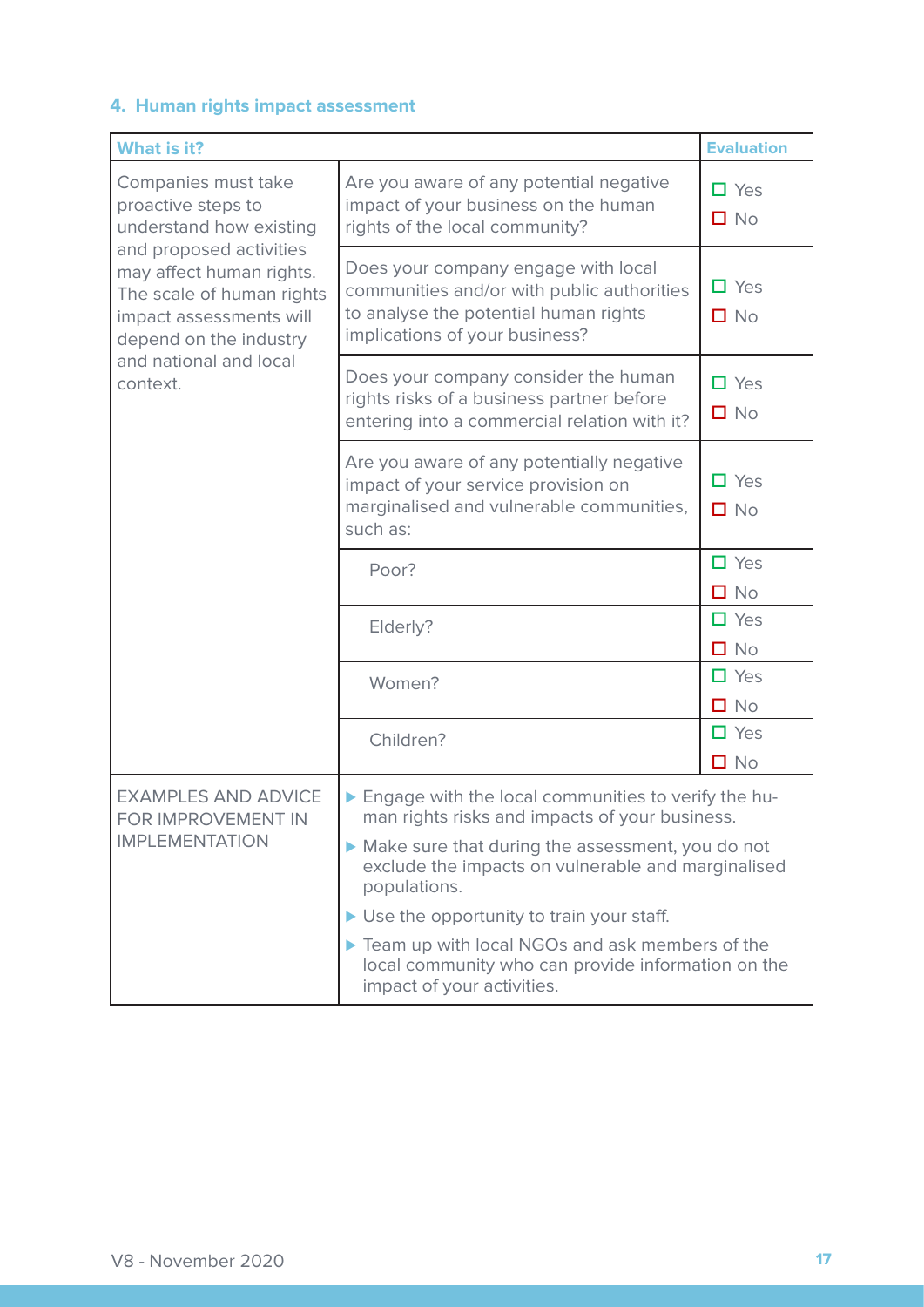#### 4. Human rights impact assessment

| What is it? | | Evaluation |
|---|---|---|
| Companies must take proactive steps to understand how existing and proposed activities may affect human rights. The scale of human rights impact assessments will depend on the industry and national and local context. | Are you aware of any potential negative impact of your business on the human rights of the local community? | ☐ Yes ☐ No |
| | Does your company engage with local communities and/or with public authorities to analyse the potential human rights implications of your business? | ☐ Yes ☐ No |
| | Does your company consider the human rights risks of a business partner before entering into a commercial relation with it? | ☐ Yes ☐ No |
| | Are you aware of any potentially negative impact of your service provision on marginalised and vulnerable communities, such as: | ☐ Yes ☐ No |
| | Poor? | ☐ Yes ☐ No |
| | Elderly? | ☐ Yes ☐ No |
| | Women? | ☐ Yes ☐ No |
| | Children? | ☐ Yes ☐ No |
| EXAMPLES AND ADVICE FOR IMPROVEMENT IN IMPLEMENTATION | ▶ Engage with the local communities to verify the human rights risks and impacts of your business.<br>▶ Make sure that during the assessment, you do not exclude the impacts on vulnerable and marginalised populations.<br>▶ Use the opportunity to train your staff.<br>▶ Team up with local NGOs and ask members of the local community who can provide information on the impact of your activities. | |

V8 - November 2020